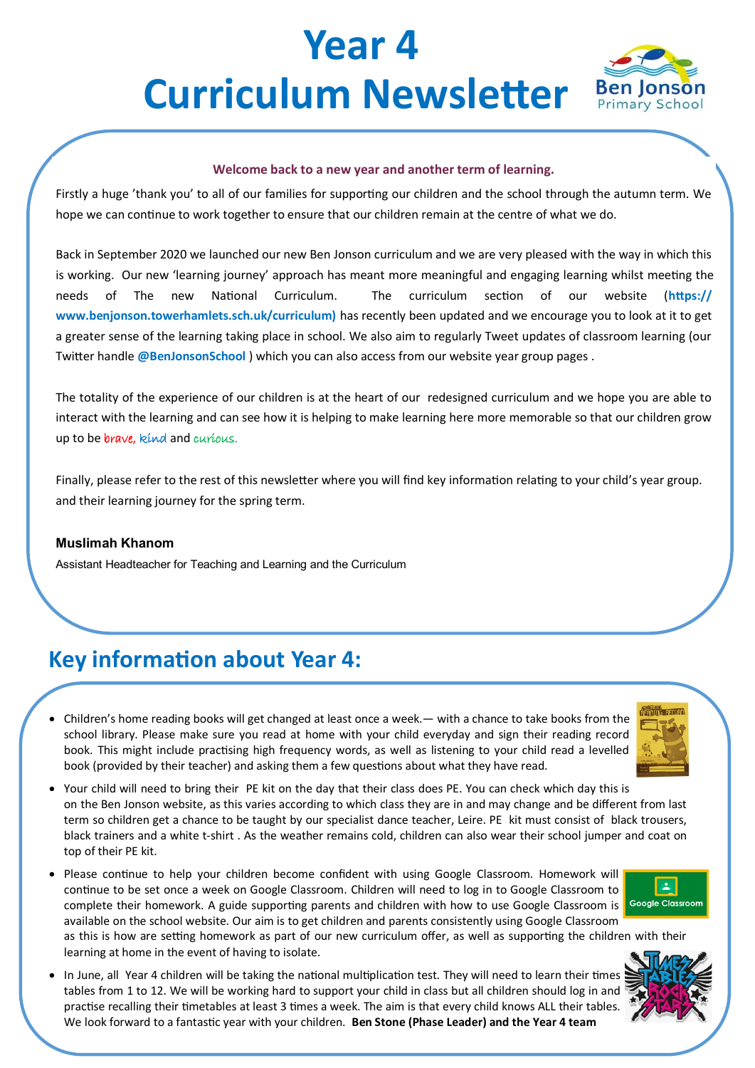# Year 4 Curriculum Newsletter

Ben Jonson Primary School

**Welcome back to a new year and another term of learning.**

Firstly a huge 'thank you' to all of our families for supporting our children and the school through the autumn term. We hope we can continue to work together to ensure that our children remain at the centre of what we do.

Back in September 2020 we launched our new Ben Jonson curriculum and we are very pleased with the way in which this is working. Our new 'learning journey' approach has meant more meaningful and engaging learning whilst meeting the needs of The new National Curriculum. The curriculum section of our website (**https://www.benjonson.towerhamlets.sch.uk/curriculum)** has recently been updated and we encourage you to look at it to get a greater sense of the learning taking place in school. We also aim to regularly Tweet updates of classroom learning (our Twitter handle **@BenJonsonSchool** ) which you can also access from our website year group pages .

The totality of the experience of our children is at the heart of our redesigned curriculum and we hope you are able to interact with the learning and can see how it is helping to make learning here more memorable so that our children grow up to be brave, kind and curious.

Finally, please refer to the rest of this newsletter where you will find key information relating to your child's year group. and their learning journey for the spring term.

**Muslimah Khanom**

Assistant Headteacher for Teaching and Learning and the Curriculum

## Key information about Year 4:

- Children's home reading books will get changed at least once a week.— with a chance to take books from the school library. Please make sure you read at home with your child everyday and sign their reading record book. This might include practising high frequency words, as well as listening to your child read a levelled book (provided by their teacher) and asking them a few questions about what they have read.
- Your child will need to bring their PE kit on the day that their class does PE. You can check which day this is on the Ben Jonson website, as this varies according to which class they are in and may change and be different from last term so children get a chance to be taught by our specialist dance teacher, Leire. PE kit must consist of black trousers, black trainers and a white t-shirt . As the weather remains cold, children can also wear their school jumper and coat on top of their PE kit.
- Please continue to help your children become confident with using Google Classroom. Homework will continue to be set once a week on Google Classroom. Children will need to log in to Google Classroom to complete their homework. A guide supporting parents and children with how to use Google Classroom is available on the school website. Our aim is to get children and parents consistently using Google Classroom as this is how are setting homework as part of our new curriculum offer, as well as supporting the children with their learning at home in the event of having to isolate.
- In June, all Year 4 children will be taking the national multiplication test. They will need to learn their times tables from 1 to 12. We will be working hard to support your child in class but all children should log in and practise recalling their timetables at least 3 times a week. The aim is that every child knows ALL their tables. We look forward to a fantastic year with your children. **Ben Stone (Phase Leader) and the Year 4 team**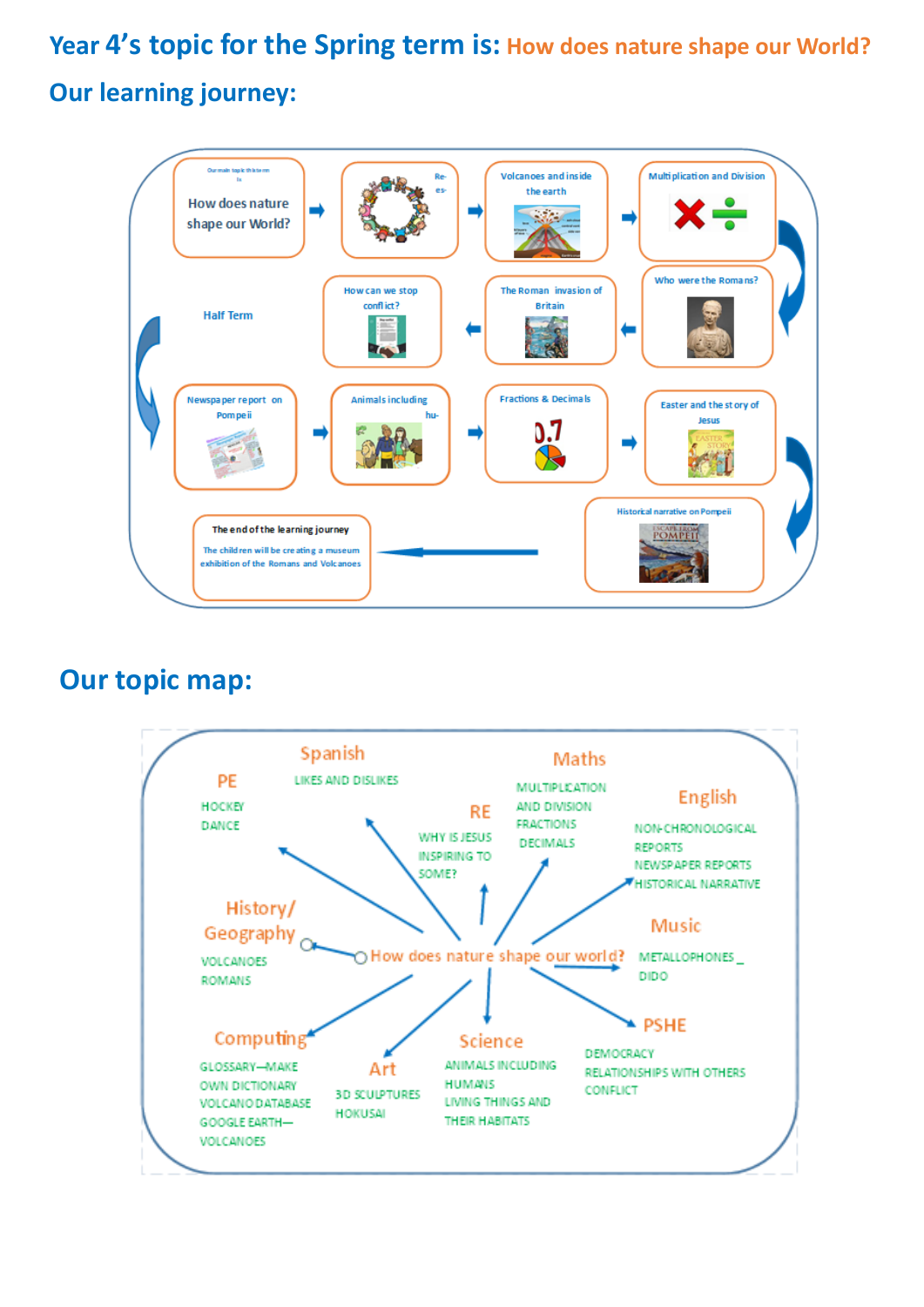## Year 4's topic for the Spring term is: How does nature shape our World?

## Our learning journey:

Our main topic this term is

How does nature shape our World?

Re- es-

Volcanoes and inside the earth

Multiplication and Division

Who were the Romans?

The Roman invasion of Britain

How can we stop conflict?

Half Term

Newspaper report on Pompeii

Animals including hu-

Fractions & Decimals

0.7

Easter and the story of Jesus

Historical narrative on Pompeii

The end of the learning journey

The children will be creating a museum exhibition of the Romans and Volcanoes

## Our topic map:

How does nature shape our world?

**Spanish**
LIKES AND DISLIKES

**Maths**
MULTIPLICATION AND DIVISION
FRACTIONS
DECIMALS

**PE**
HOCKEY
DANCE

**RE**
WHY IS JESUS INSPIRING TO SOME?

**English**
NON-CHRONOLOGICAL REPORTS
NEWSPAPER REPORTS
HISTORICAL NARRATIVE

**History/ Geography**
VOLCANOES
ROMANS

**Music**
METALLOPHONES _
DIDO

**Computing**
GLOSSARY—MAKE OWN DICTIONARY
VOLCANO DATABASE
GOOGLE EARTH—VOLCANOES

**Art**
3D SCULPTURES
HOKUSAI

**Science**
ANIMALS INCLUDING HUMANS
LIVING THINGS AND THEIR HABITATS

**PSHE**
DEMOCRACY
RELATIONSHIPS WITH OTHERS
CONFLICT